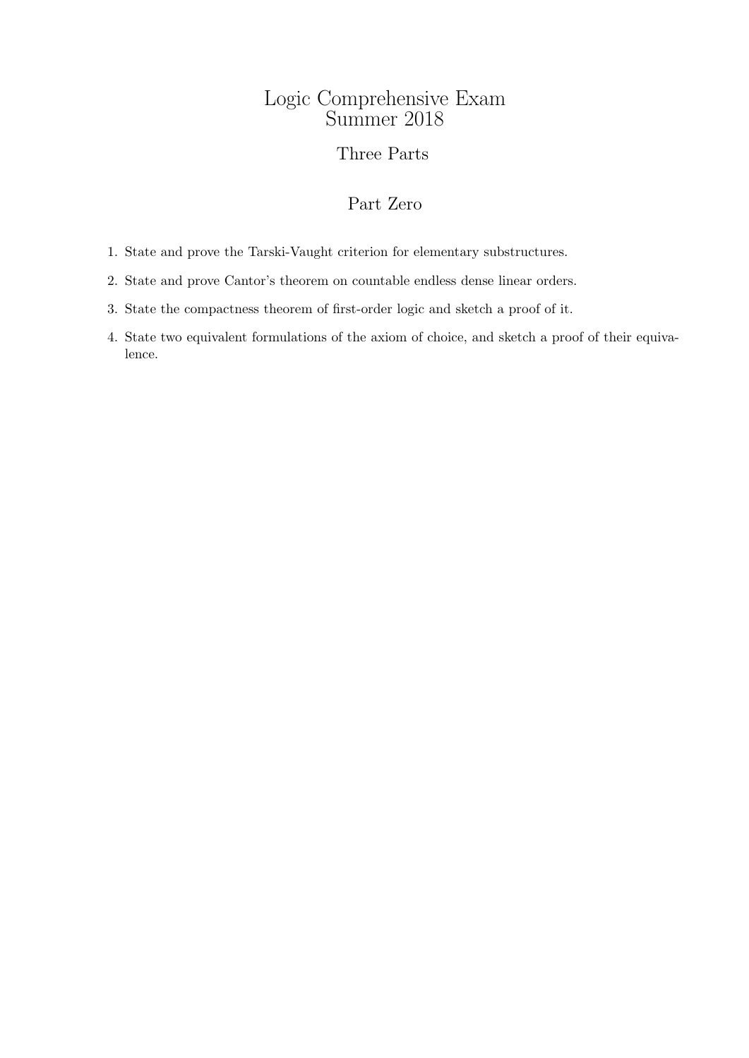# Logic Comprehensive Exam
# Summer 2018

## Three Parts

## Part Zero

1. State and prove the Tarski-Vaught criterion for elementary substructures.
2. State and prove Cantor's theorem on countable endless dense linear orders.
3. State the compactness theorem of first-order logic and sketch a proof of it.
4. State two equivalent formulations of the axiom of choice, and sketch a proof of their equivalence.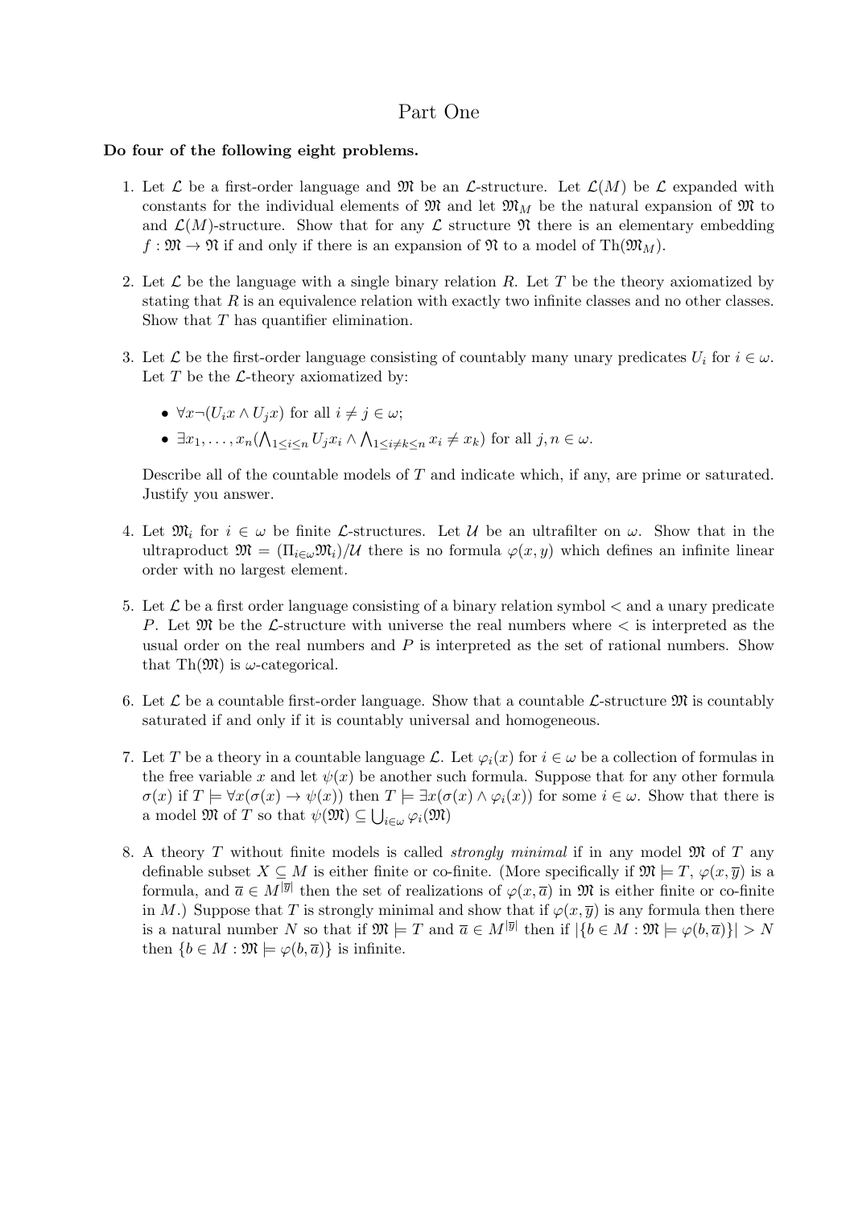# Part One

**Do four of the following eight problems.**

1. Let $\mathcal{L}$ be a first-order language and $\mathfrak{M}$ be an $\mathcal{L}$-structure. Let $\mathcal{L}(M)$ be $\mathcal{L}$ expanded with constants for the individual elements of $\mathfrak{M}$ and let $\mathfrak{M}_M$ be the natural expansion of $\mathfrak{M}$ to and $\mathcal{L}(M)$-structure. Show that for any $\mathcal{L}$ structure $\mathfrak{N}$ there is an elementary embedding $f : \mathfrak{M} \to \mathfrak{N}$ if and only if there is an expansion of $\mathfrak{N}$ to a model of $\mathrm{Th}(\mathfrak{M}_M)$.

2. Let $\mathcal{L}$ be the language with a single binary relation $R$. Let $T$ be the theory axiomatized by stating that $R$ is an equivalence relation with exactly two infinite classes and no other classes. Show that $T$ has quantifier elimination.

3. Let $\mathcal{L}$ be the first-order language consisting of countably many unary predicates $U_i$ for $i \in \omega$. Let $T$ be the $\mathcal{L}$-theory axiomatized by:

   - $\forall x \neg(U_i x \wedge U_j x)$ for all $i \neq j \in \omega$;
   - $\exists x_1, \ldots, x_n (\bigwedge_{1 \leq i \leq n} U_j x_i \wedge \bigwedge_{1 \leq i \neq k \leq n} x_i \neq x_k)$ for all $j, n \in \omega$.

   Describe all of the countable models of $T$ and indicate which, if any, are prime or saturated. Justify you answer.

4. Let $\mathfrak{M}_i$ for $i \in \omega$ be finite $\mathcal{L}$-structures. Let $\mathcal{U}$ be an ultrafilter on $\omega$. Show that in the ultraproduct $\mathfrak{M} = (\Pi_{i \in \omega} \mathfrak{M}_i)/\mathcal{U}$ there is no formula $\varphi(x, y)$ which defines an infinite linear order with no largest element.

5. Let $\mathcal{L}$ be a first order language consisting of a binary relation symbol $<$ and a unary predicate $P$. Let $\mathfrak{M}$ be the $\mathcal{L}$-structure with universe the real numbers where $<$ is interpreted as the usual order on the real numbers and $P$ is interpreted as the set of rational numbers. Show that $\mathrm{Th}(\mathfrak{M})$ is $\omega$-categorical.

6. Let $\mathcal{L}$ be a countable first-order language. Show that a countable $\mathcal{L}$-structure $\mathfrak{M}$ is countably saturated if and only if it is countably universal and homogeneous.

7. Let $T$ be a theory in a countable language $\mathcal{L}$. Let $\varphi_i(x)$ for $i \in \omega$ be a collection of formulas in the free variable $x$ and let $\psi(x)$ be another such formula. Suppose that for any other formula $\sigma(x)$ if $T \models \forall x(\sigma(x) \to \psi(x))$ then $T \models \exists x(\sigma(x) \wedge \varphi_i(x))$ for some $i \in \omega$. Show that there is a model $\mathfrak{M}$ of $T$ so that $\psi(\mathfrak{M}) \subseteq \bigcup_{i \in \omega} \varphi_i(\mathfrak{M})$

8. A theory $T$ without finite models is called *strongly minimal* if in any model $\mathfrak{M}$ of $T$ any definable subset $X \subseteq M$ is either finite or co-finite. (More specifically if $\mathfrak{M} \models T$, $\varphi(x, \overline{y})$ is a formula, and $\overline{a} \in M^{|\overline{y}|}$ then the set of realizations of $\varphi(x, \overline{a})$ in $\mathfrak{M}$ is either finite or co-finite in $M$.) Suppose that $T$ is strongly minimal and show that if $\varphi(x, \overline{y})$ is any formula then there is a natural number $N$ so that if $\mathfrak{M} \models T$ and $\overline{a} \in M^{|\overline{y}|}$ then if $|\{b \in M : \mathfrak{M} \models \varphi(b, \overline{a})\}| > N$ then $\{b \in M : \mathfrak{M} \models \varphi(b, \overline{a})\}$ is infinite.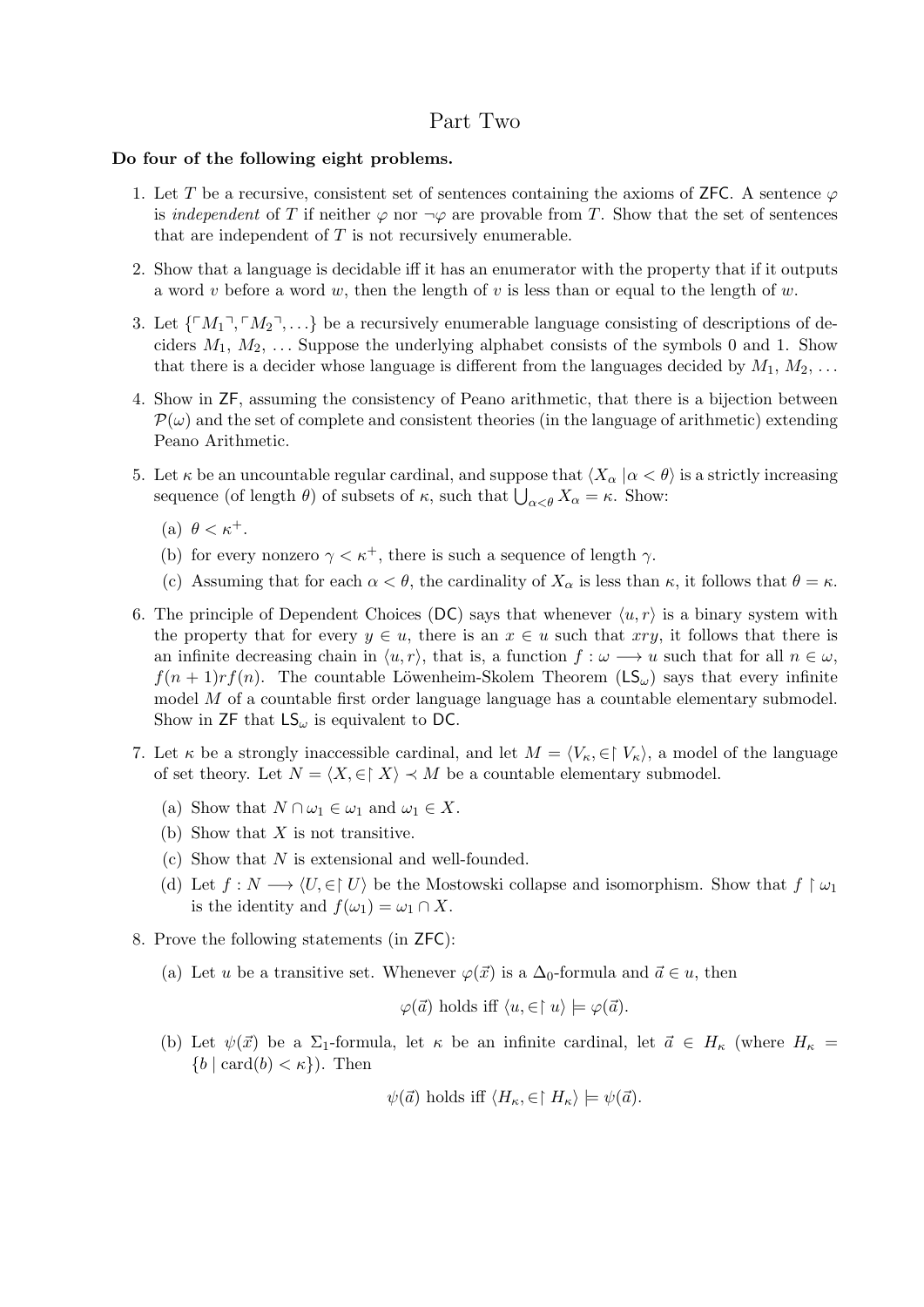# Part Two

**Do four of the following eight problems.**

1. Let $T$ be a recursive, consistent set of sentences containing the axioms of $\mathsf{ZFC}$. A sentence $\varphi$ is *independent* of $T$ if neither $\varphi$ nor $\neg\varphi$ are provable from $T$. Show that the set of sentences that are independent of $T$ is not recursively enumerable.

2. Show that a language is decidable iff it has an enumerator with the property that if it outputs a word $v$ before a word $w$, then the length of $v$ is less than or equal to the length of $w$.

3. Let $\{\ulcorner M_1 \urcorner, \ulcorner M_2 \urcorner, \ldots\}$ be a recursively enumerable language consisting of descriptions of deciders $M_1$, $M_2$, ... Suppose the underlying alphabet consists of the symbols 0 and 1. Show that there is a decider whose language is different from the languages decided by $M_1$, $M_2$, ...

4. Show in $\mathsf{ZF}$, assuming the consistency of Peano arithmetic, that there is a bijection between $\mathcal{P}(\omega)$ and the set of complete and consistent theories (in the language of arithmetic) extending Peano Arithmetic.

5. Let $\kappa$ be an uncountable regular cardinal, and suppose that $\langle X_\alpha \mid \alpha < \theta \rangle$ is a strictly increasing sequence (of length $\theta$) of subsets of $\kappa$, such that $\bigcup_{\alpha<\theta} X_\alpha = \kappa$. Show:

   (a) $\theta < \kappa^+$.

   (b) for every nonzero $\gamma < \kappa^+$, there is such a sequence of length $\gamma$.

   (c) Assuming that for each $\alpha < \theta$, the cardinality of $X_\alpha$ is less than $\kappa$, it follows that $\theta = \kappa$.

6. The principle of Dependent Choices ($\mathsf{DC}$) says that whenever $\langle u, r \rangle$ is a binary system with the property that for every $y \in u$, there is an $x \in u$ such that $xry$, it follows that there is an infinite decreasing chain in $\langle u, r \rangle$, that is, a function $f : \omega \longrightarrow u$ such that for all $n \in \omega$, $f(n+1) r f(n)$. The countable Löwenheim-Skolem Theorem ($\mathsf{LS}_\omega$) says that every infinite model $M$ of a countable first order language language has a countable elementary submodel. Show in $\mathsf{ZF}$ that $\mathsf{LS}_\omega$ is equivalent to $\mathsf{DC}$.

7. Let $\kappa$ be a strongly inaccessible cardinal, and let $M = \langle V_\kappa, \in\restriction V_\kappa \rangle$, a model of the language of set theory. Let $N = \langle X, \in\restriction X \rangle \prec M$ be a countable elementary submodel.

   (a) Show that $N \cap \omega_1 \in \omega_1$ and $\omega_1 \in X$.

   (b) Show that $X$ is not transitive.

   (c) Show that $N$ is extensional and well-founded.

   (d) Let $f : N \longrightarrow \langle U, \in\restriction U \rangle$ be the Mostowski collapse and isomorphism. Show that $f \restriction \omega_1$ is the identity and $f(\omega_1) = \omega_1 \cap X$.

8. Prove the following statements (in $\mathsf{ZFC}$):

   (a) Let $u$ be a transitive set. Whenever $\varphi(\vec{x})$ is a $\Delta_0$-formula and $\vec{a} \in u$, then

   $$\varphi(\vec{a}) \text{ holds iff } \langle u, \in\restriction u \rangle \models \varphi(\vec{a}).$$

   (b) Let $\psi(\vec{x})$ be a $\Sigma_1$-formula, let $\kappa$ be an infinite cardinal, let $\vec{a} \in H_\kappa$ (where $H_\kappa = \{b \mid \mathrm{card}(b) < \kappa\}$). Then

   $$\psi(\vec{a}) \text{ holds iff } \langle H_\kappa, \in\restriction H_\kappa \rangle \models \psi(\vec{a}).$$